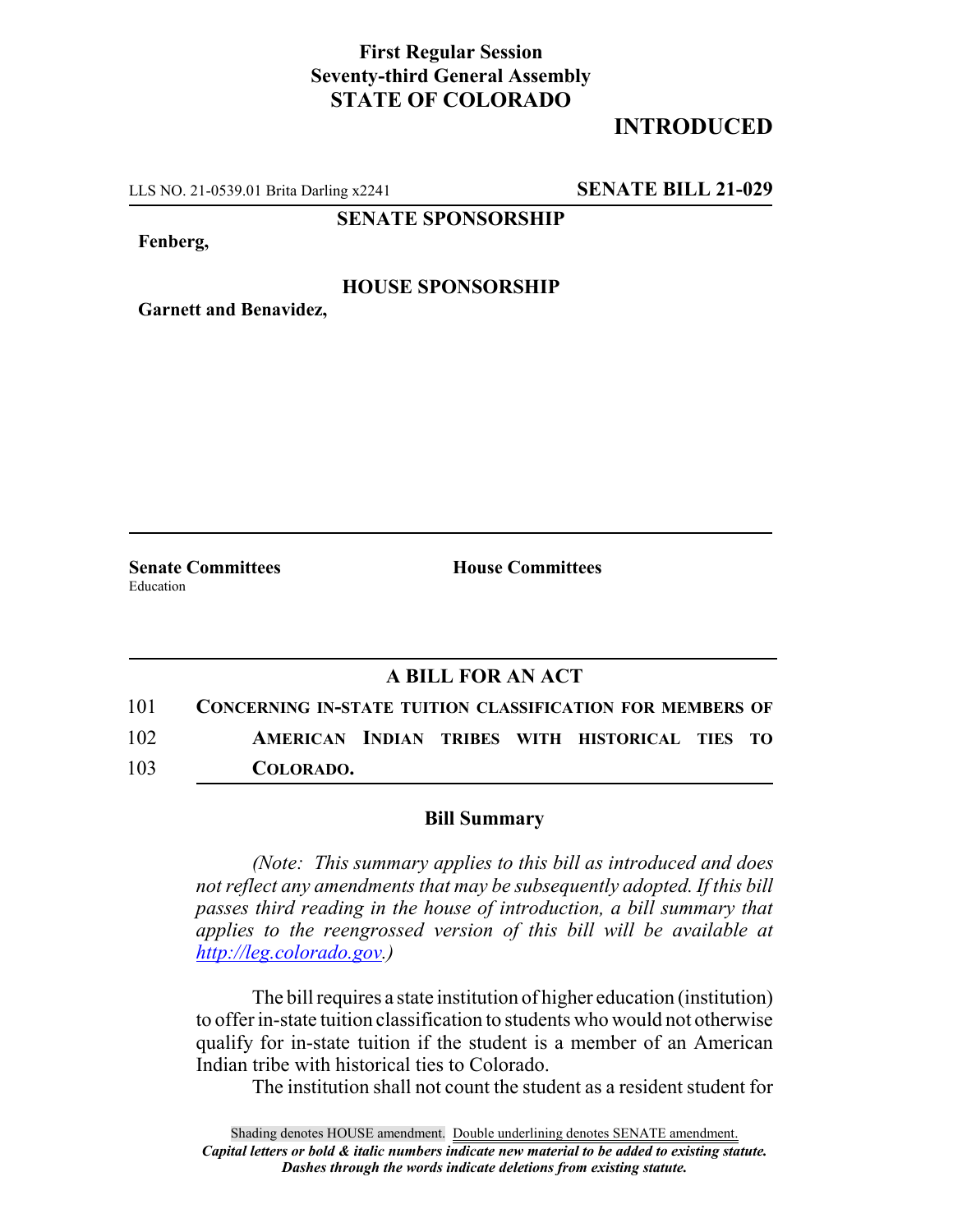**First Regular Session**
**Seventy-third General Assembly**
**STATE OF COLORADO**

# INTRODUCED

LLS NO. 21-0539.01 Brita Darling x2241 **SENATE BILL 21-029**

**SENATE SPONSORSHIP**

**Fenberg,**

**HOUSE SPONSORSHIP**

**Garnett and Benavidez,**

**Senate Committees**
Education

**House Committees**

## A BILL FOR AN ACT

101 **CONCERNING IN-STATE TUITION CLASSIFICATION FOR MEMBERS OF**
102 **AMERICAN INDIAN TRIBES WITH HISTORICAL TIES TO**
103 **COLORADO.**

### Bill Summary

*(Note: This summary applies to this bill as introduced and does not reflect any amendments that may be subsequently adopted. If this bill passes third reading in the house of introduction, a bill summary that applies to the reengrossed version of this bill will be available at [http://leg.colorado.gov](http://leg.colorado.gov).)*

The bill requires a state institution of higher education (institution) to offer in-state tuition classification to students who would not otherwise qualify for in-state tuition if the student is a member of an American Indian tribe with historical ties to Colorado.

The institution shall not count the student as a resident student for

Shading denotes HOUSE amendment. Double underlining denotes SENATE amendment.
***Capital letters or bold & italic numbers indicate new material to be added to existing statute.***
***Dashes through the words indicate deletions from existing statute.***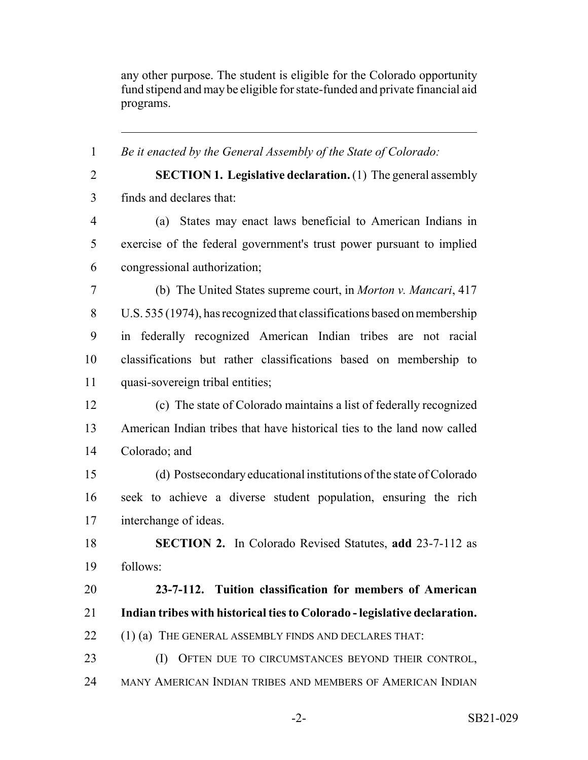any other purpose. The student is eligible for the Colorado opportunity fund stipend and may be eligible for state-funded and private financial aid programs.

---

*Be it enacted by the General Assembly of the State of Colorado:*

**SECTION 1. Legislative declaration.** (1) The general assembly finds and declares that:

(a) States may enact laws beneficial to American Indians in exercise of the federal government's trust power pursuant to implied congressional authorization;

(b) The United States supreme court, in *Morton v. Mancari*, 417 U.S. 535 (1974), has recognized that classifications based on membership in federally recognized American Indian tribes are not racial classifications but rather classifications based on membership to quasi-sovereign tribal entities;

(c) The state of Colorado maintains a list of federally recognized American Indian tribes that have historical ties to the land now called Colorado; and

(d) Postsecondary educational institutions of the state of Colorado seek to achieve a diverse student population, ensuring the rich interchange of ideas.

**SECTION 2.** In Colorado Revised Statutes, **add** 23-7-112 as follows:

**23-7-112. Tuition classification for members of American Indian tribes with historical ties to Colorado - legislative declaration.** (1) (a) THE GENERAL ASSEMBLY FINDS AND DECLARES THAT:

(I) OFTEN DUE TO CIRCUMSTANCES BEYOND THEIR CONTROL, MANY AMERICAN INDIAN TRIBES AND MEMBERS OF AMERICAN INDIAN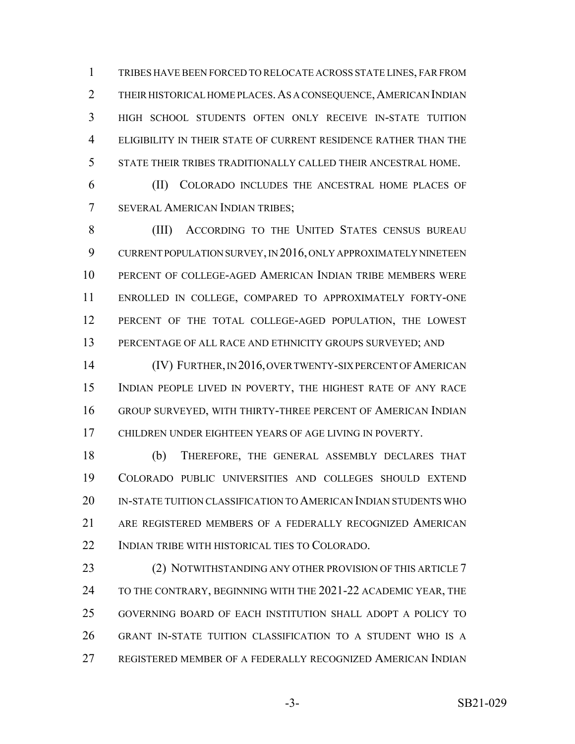TRIBES HAVE BEEN FORCED TO RELOCATE ACROSS STATE LINES, FAR FROM THEIR HISTORICAL HOME PLACES. AS A CONSEQUENCE, AMERICAN INDIAN HIGH SCHOOL STUDENTS OFTEN ONLY RECEIVE IN-STATE TUITION ELIGIBILITY IN THEIR STATE OF CURRENT RESIDENCE RATHER THAN THE STATE THEIR TRIBES TRADITIONALLY CALLED THEIR ANCESTRAL HOME.

(II) COLORADO INCLUDES THE ANCESTRAL HOME PLACES OF SEVERAL AMERICAN INDIAN TRIBES;

(III) ACCORDING TO THE UNITED STATES CENSUS BUREAU CURRENT POPULATION SURVEY, IN 2016, ONLY APPROXIMATELY NINETEEN PERCENT OF COLLEGE-AGED AMERICAN INDIAN TRIBE MEMBERS WERE ENROLLED IN COLLEGE, COMPARED TO APPROXIMATELY FORTY-ONE PERCENT OF THE TOTAL COLLEGE-AGED POPULATION, THE LOWEST PERCENTAGE OF ALL RACE AND ETHNICITY GROUPS SURVEYED; AND

(IV) FURTHER, IN 2016, OVER TWENTY-SIX PERCENT OF AMERICAN INDIAN PEOPLE LIVED IN POVERTY, THE HIGHEST RATE OF ANY RACE GROUP SURVEYED, WITH THIRTY-THREE PERCENT OF AMERICAN INDIAN CHILDREN UNDER EIGHTEEN YEARS OF AGE LIVING IN POVERTY.

(b) THEREFORE, THE GENERAL ASSEMBLY DECLARES THAT COLORADO PUBLIC UNIVERSITIES AND COLLEGES SHOULD EXTEND IN-STATE TUITION CLASSIFICATION TO AMERICAN INDIAN STUDENTS WHO ARE REGISTERED MEMBERS OF A FEDERALLY RECOGNIZED AMERICAN INDIAN TRIBE WITH HISTORICAL TIES TO COLORADO.

(2) NOTWITHSTANDING ANY OTHER PROVISION OF THIS ARTICLE 7 TO THE CONTRARY, BEGINNING WITH THE 2021-22 ACADEMIC YEAR, THE GOVERNING BOARD OF EACH INSTITUTION SHALL ADOPT A POLICY TO GRANT IN-STATE TUITION CLASSIFICATION TO A STUDENT WHO IS A REGISTERED MEMBER OF A FEDERALLY RECOGNIZED AMERICAN INDIAN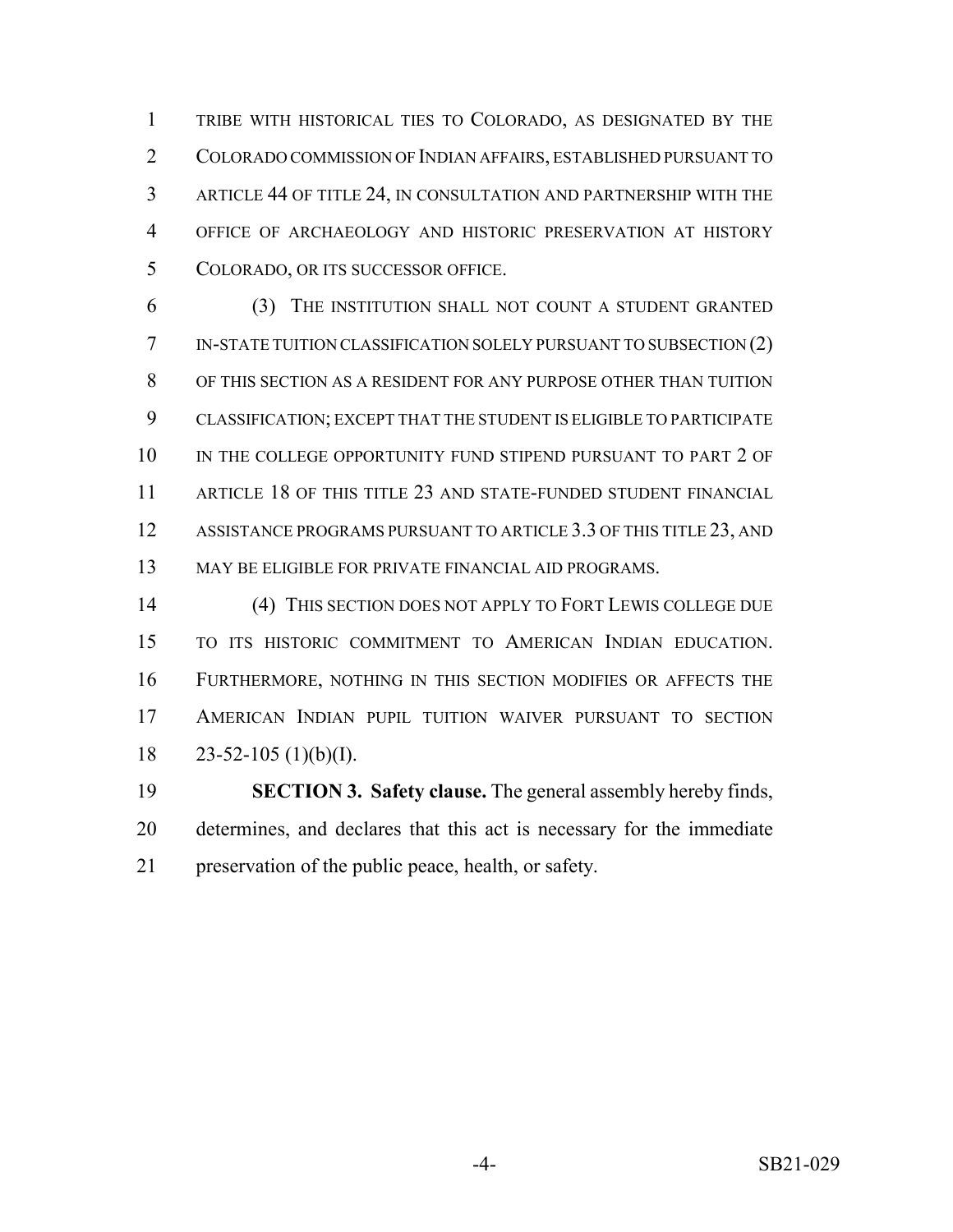TRIBE WITH HISTORICAL TIES TO COLORADO, AS DESIGNATED BY THE COLORADO COMMISSION OF INDIAN AFFAIRS, ESTABLISHED PURSUANT TO ARTICLE 44 OF TITLE 24, IN CONSULTATION AND PARTNERSHIP WITH THE OFFICE OF ARCHAEOLOGY AND HISTORIC PRESERVATION AT HISTORY COLORADO, OR ITS SUCCESSOR OFFICE.

(3) THE INSTITUTION SHALL NOT COUNT A STUDENT GRANTED IN-STATE TUITION CLASSIFICATION SOLELY PURSUANT TO SUBSECTION (2) OF THIS SECTION AS A RESIDENT FOR ANY PURPOSE OTHER THAN TUITION CLASSIFICATION; EXCEPT THAT THE STUDENT IS ELIGIBLE TO PARTICIPATE IN THE COLLEGE OPPORTUNITY FUND STIPEND PURSUANT TO PART 2 OF ARTICLE 18 OF THIS TITLE 23 AND STATE-FUNDED STUDENT FINANCIAL ASSISTANCE PROGRAMS PURSUANT TO ARTICLE 3.3 OF THIS TITLE 23, AND MAY BE ELIGIBLE FOR PRIVATE FINANCIAL AID PROGRAMS.

(4) THIS SECTION DOES NOT APPLY TO FORT LEWIS COLLEGE DUE TO ITS HISTORIC COMMITMENT TO AMERICAN INDIAN EDUCATION. FURTHERMORE, NOTHING IN THIS SECTION MODIFIES OR AFFECTS THE AMERICAN INDIAN PUPIL TUITION WAIVER PURSUANT TO SECTION 23-52-105 (1)(b)(I).

**SECTION 3. Safety clause.** The general assembly hereby finds, determines, and declares that this act is necessary for the immediate preservation of the public peace, health, or safety.